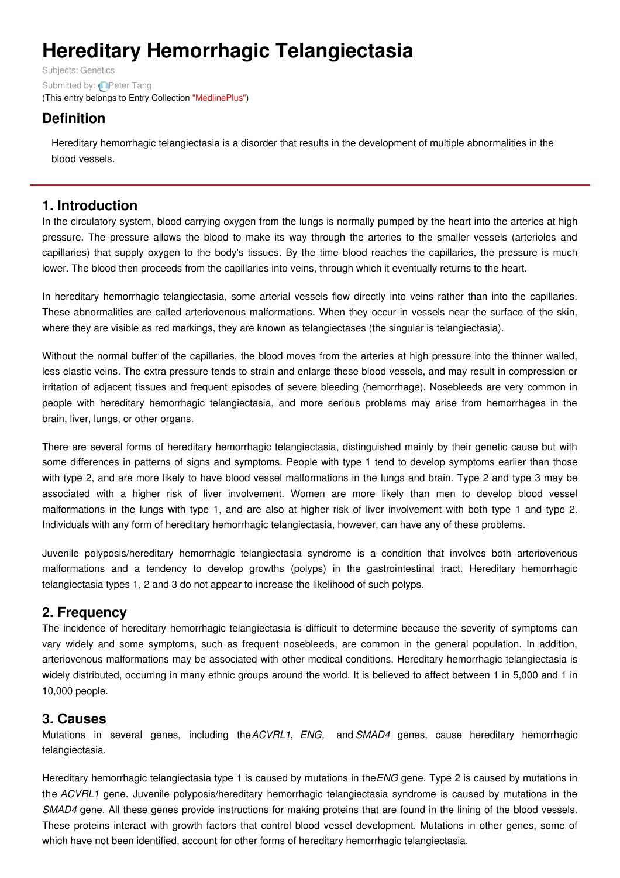# Hereditary Hemorrhagic Telangiectasia

Subjects: Genetics

Submitted by: Peter Tang

(This entry belongs to Entry Collection "MedlinePlus")

## Definition

Hereditary hemorrhagic telangiectasia is a disorder that results in the development of multiple abnormalities in the blood vessels.

## 1. Introduction

In the circulatory system, blood carrying oxygen from the lungs is normally pumped by the heart into the arteries at high pressure. The pressure allows the blood to make its way through the arteries to the smaller vessels (arterioles and capillaries) that supply oxygen to the body's tissues. By the time blood reaches the capillaries, the pressure is much lower. The blood then proceeds from the capillaries into veins, through which it eventually returns to the heart.

In hereditary hemorrhagic telangiectasia, some arterial vessels flow directly into veins rather than into the capillaries. These abnormalities are called arteriovenous malformations. When they occur in vessels near the surface of the skin, where they are visible as red markings, they are known as telangiectases (the singular is telangiectasia).

Without the normal buffer of the capillaries, the blood moves from the arteries at high pressure into the thinner walled, less elastic veins. The extra pressure tends to strain and enlarge these blood vessels, and may result in compression or irritation of adjacent tissues and frequent episodes of severe bleeding (hemorrhage). Nosebleeds are very common in people with hereditary hemorrhagic telangiectasia, and more serious problems may arise from hemorrhages in the brain, liver, lungs, or other organs.

There are several forms of hereditary hemorrhagic telangiectasia, distinguished mainly by their genetic cause but with some differences in patterns of signs and symptoms. People with type 1 tend to develop symptoms earlier than those with type 2, and are more likely to have blood vessel malformations in the lungs and brain. Type 2 and type 3 may be associated with a higher risk of liver involvement. Women are more likely than men to develop blood vessel malformations in the lungs with type 1, and are also at higher risk of liver involvement with both type 1 and type 2. Individuals with any form of hereditary hemorrhagic telangiectasia, however, can have any of these problems.

Juvenile polyposis/hereditary hemorrhagic telangiectasia syndrome is a condition that involves both arteriovenous malformations and a tendency to develop growths (polyps) in the gastrointestinal tract. Hereditary hemorrhagic telangiectasia types 1, 2 and 3 do not appear to increase the likelihood of such polyps.

## 2. Frequency

The incidence of hereditary hemorrhagic telangiectasia is difficult to determine because the severity of symptoms can vary widely and some symptoms, such as frequent nosebleeds, are common in the general population. In addition, arteriovenous malformations may be associated with other medical conditions. Hereditary hemorrhagic telangiectasia is widely distributed, occurring in many ethnic groups around the world. It is believed to affect between 1 in 5,000 and 1 in 10,000 people.

## 3. Causes

Mutations in several genes, including the *ACVRL1*, *ENG*, and *SMAD4* genes, cause hereditary hemorrhagic telangiectasia.

Hereditary hemorrhagic telangiectasia type 1 is caused by mutations in the *ENG* gene. Type 2 is caused by mutations in the *ACVRL1* gene. Juvenile polyposis/hereditary hemorrhagic telangiectasia syndrome is caused by mutations in the *SMAD4* gene. All these genes provide instructions for making proteins that are found in the lining of the blood vessels. These proteins interact with growth factors that control blood vessel development. Mutations in other genes, some of which have not been identified, account for other forms of hereditary hemorrhagic telangiectasia.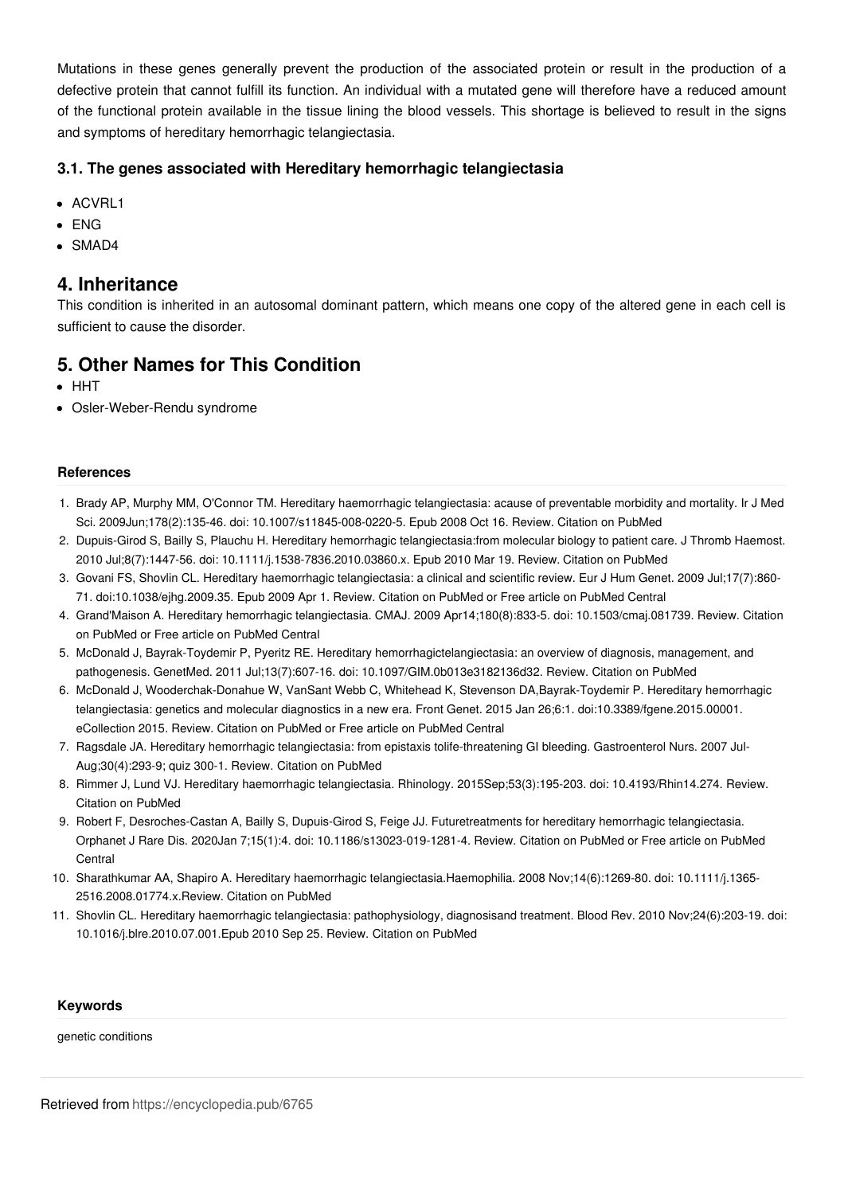Mutations in these genes generally prevent the production of the associated protein or result in the production of a defective protein that cannot fulfill its function. An individual with a mutated gene will therefore have a reduced amount of the functional protein available in the tissue lining the blood vessels. This shortage is believed to result in the signs and symptoms of hereditary hemorrhagic telangiectasia.

### 3.1. The genes associated with Hereditary hemorrhagic telangiectasia

- ACVRL1
- ENG
- SMAD4

## 4. Inheritance

This condition is inherited in an autosomal dominant pattern, which means one copy of the altered gene in each cell is sufficient to cause the disorder.

## 5. Other Names for This Condition

- HHT
- Osler-Weber-Rendu syndrome

#### References

1. Brady AP, Murphy MM, O'Connor TM. Hereditary haemorrhagic telangiectasia: acause of preventable morbidity and mortality. Ir J Med Sci. 2009Jun;178(2):135-46. doi: 10.1007/s11845-008-0220-5. Epub 2008 Oct 16. Review. Citation on PubMed
2. Dupuis-Girod S, Bailly S, Plauchu H. Hereditary hemorrhagic telangiectasia:from molecular biology to patient care. J Thromb Haemost. 2010 Jul;8(7):1447-56. doi: 10.1111/j.1538-7836.2010.03860.x. Epub 2010 Mar 19. Review. Citation on PubMed
3. Govani FS, Shovlin CL. Hereditary haemorrhagic telangiectasia: a clinical and scientific review. Eur J Hum Genet. 2009 Jul;17(7):860-71. doi:10.1038/ejhg.2009.35. Epub 2009 Apr 1. Review. Citation on PubMed or Free article on PubMed Central
4. Grand'Maison A. Hereditary hemorrhagic telangiectasia. CMAJ. 2009 Apr14;180(8):833-5. doi: 10.1503/cmaj.081739. Review. Citation on PubMed or Free article on PubMed Central
5. McDonald J, Bayrak-Toydemir P, Pyeritz RE. Hereditary hemorrhagictelangiectasia: an overview of diagnosis, management, and pathogenesis. GenetMed. 2011 Jul;13(7):607-16. doi: 10.1097/GIM.0b013e3182136d32. Review. Citation on PubMed
6. McDonald J, Wooderchak-Donahue W, VanSant Webb C, Whitehead K, Stevenson DA,Bayrak-Toydemir P. Hereditary hemorrhagic telangiectasia: genetics and molecular diagnostics in a new era. Front Genet. 2015 Jan 26;6:1. doi:10.3389/fgene.2015.00001. eCollection 2015. Review. Citation on PubMed or Free article on PubMed Central
7. Ragsdale JA. Hereditary hemorrhagic telangiectasia: from epistaxis tolife-threatening GI bleeding. Gastroenterol Nurs. 2007 Jul-Aug;30(4):293-9; quiz 300-1. Review. Citation on PubMed
8. Rimmer J, Lund VJ. Hereditary haemorrhagic telangiectasia. Rhinology. 2015Sep;53(3):195-203. doi: 10.4193/Rhin14.274. Review. Citation on PubMed
9. Robert F, Desroches-Castan A, Bailly S, Dupuis-Girod S, Feige JJ. Futuretreatments for hereditary hemorrhagic telangiectasia. Orphanet J Rare Dis. 2020Jan 7;15(1):4. doi: 10.1186/s13023-019-1281-4. Review. Citation on PubMed or Free article on PubMed Central
10. Sharathkumar AA, Shapiro A. Hereditary haemorrhagic telangiectasia.Haemophilia. 2008 Nov;14(6):1269-80. doi: 10.1111/j.1365-2516.2008.01774.x.Review. Citation on PubMed
11. Shovlin CL. Hereditary haemorrhagic telangiectasia: pathophysiology, diagnosisand treatment. Blood Rev. 2010 Nov;24(6):203-19. doi: 10.1016/j.blre.2010.07.001.Epub 2010 Sep 25. Review. Citation on PubMed

#### Keywords

genetic conditions

Retrieved from https://encyclopedia.pub/6765